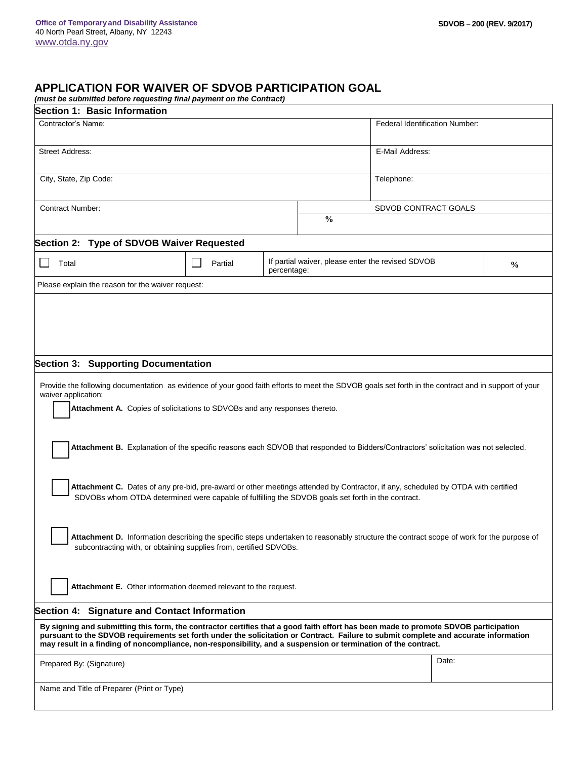**Office of Temporary and Disability Assistance**
40 North Pearl Street, Albany, NY 12243
www.otda.ny.gov

**SDVOB – 200 (REV. 9/2017)**

# APPLICATION FOR WAIVER OF SDVOB PARTICIPATION GOAL

***(must be submitted before requesting final payment on the Contract)***

## Section 1: Basic Information

| Contractor's Name: | | Federal Identification Number: |
|---|---|---|
| Street Address: | | E-Mail Address: |
| City, State, Zip Code: | | Telephone: |
| Contract Number: | SDVOB CONTRACT GOALS | |
| | % | |

## Section 2: Type of SDVOB Waiver Requested

| ☐ Total | ☐ Partial | If partial waiver, please enter the revised SDVOB percentage: | % |
|---|---|---|---|

Please explain the reason for the waiver request:

## Section 3: Supporting Documentation

Provide the following documentation as evidence of your good faith efforts to meet the SDVOB goals set forth in the contract and in support of your waiver application:

☐ **Attachment A.** Copies of solicitations to SDVOBs and any responses thereto.

☐ **Attachment B.** Explanation of the specific reasons each SDVOB that responded to Bidders/Contractors' solicitation was not selected.

☐ **Attachment C.** Dates of any pre-bid, pre-award or other meetings attended by Contractor, if any, scheduled by OTDA with certified SDVOBs whom OTDA determined were capable of fulfilling the SDVOB goals set forth in the contract.

☐ **Attachment D.** Information describing the specific steps undertaken to reasonably structure the contract scope of work for the purpose of subcontracting with, or obtaining supplies from, certified SDVOBs.

☐ **Attachment E.** Other information deemed relevant to the request.

## Section 4: Signature and Contact Information

**By signing and submitting this form, the contractor certifies that a good faith effort has been made to promote SDVOB participation pursuant to the SDVOB requirements set forth under the solicitation or Contract. Failure to submit complete and accurate information may result in a finding of noncompliance, non-responsibility, and a suspension or termination of the contract.**

| Prepared By: (Signature) | Date: |
|---|---|
| Name and Title of Preparer (Print or Type) | |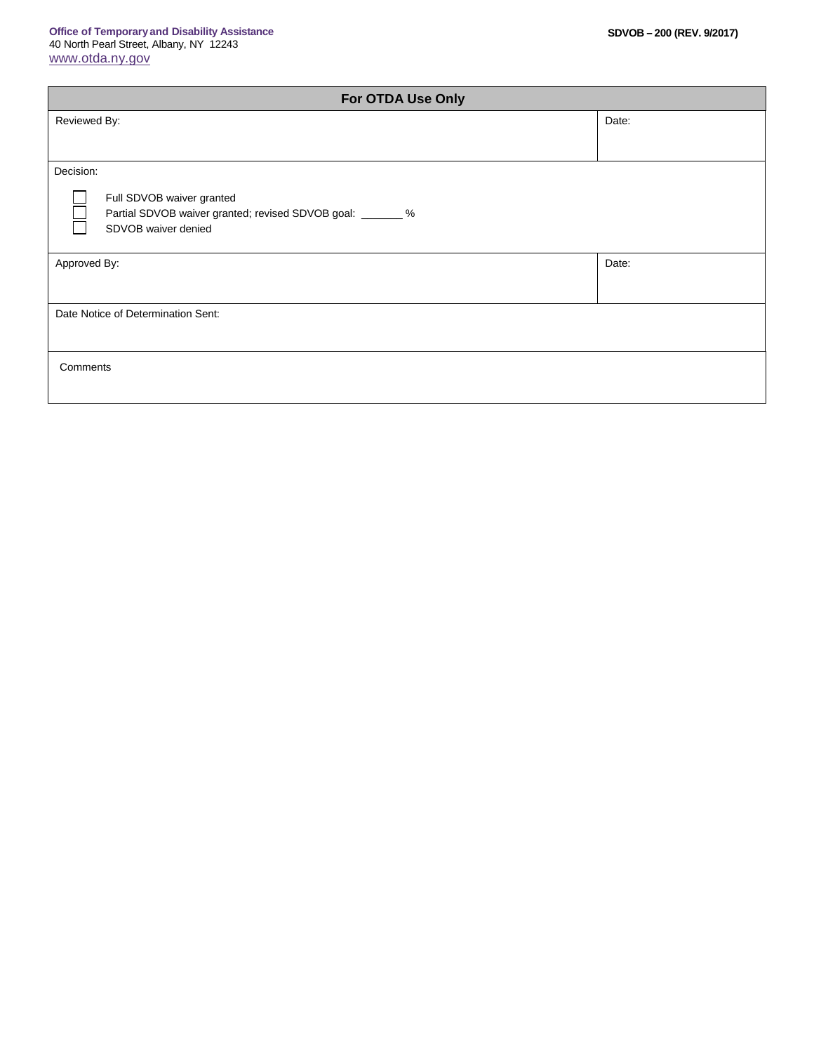Office of Temporary and Disability Assistance
40 North Pearl Street, Albany, NY 12243
www.otda.ny.gov

SDVOB – 200 (REV. 9/2017)

| For OTDA Use Only | |
| --- | --- |
| Reviewed By: | Date: |
| Decision:<br>☐ Full SDVOB waiver granted<br>☐ Partial SDVOB waiver granted; revised SDVOB goal: _______ %<br>☐ SDVOB waiver denied | |
| Approved By: | Date: |
| Date Notice of Determination Sent: | |
| Comments | |